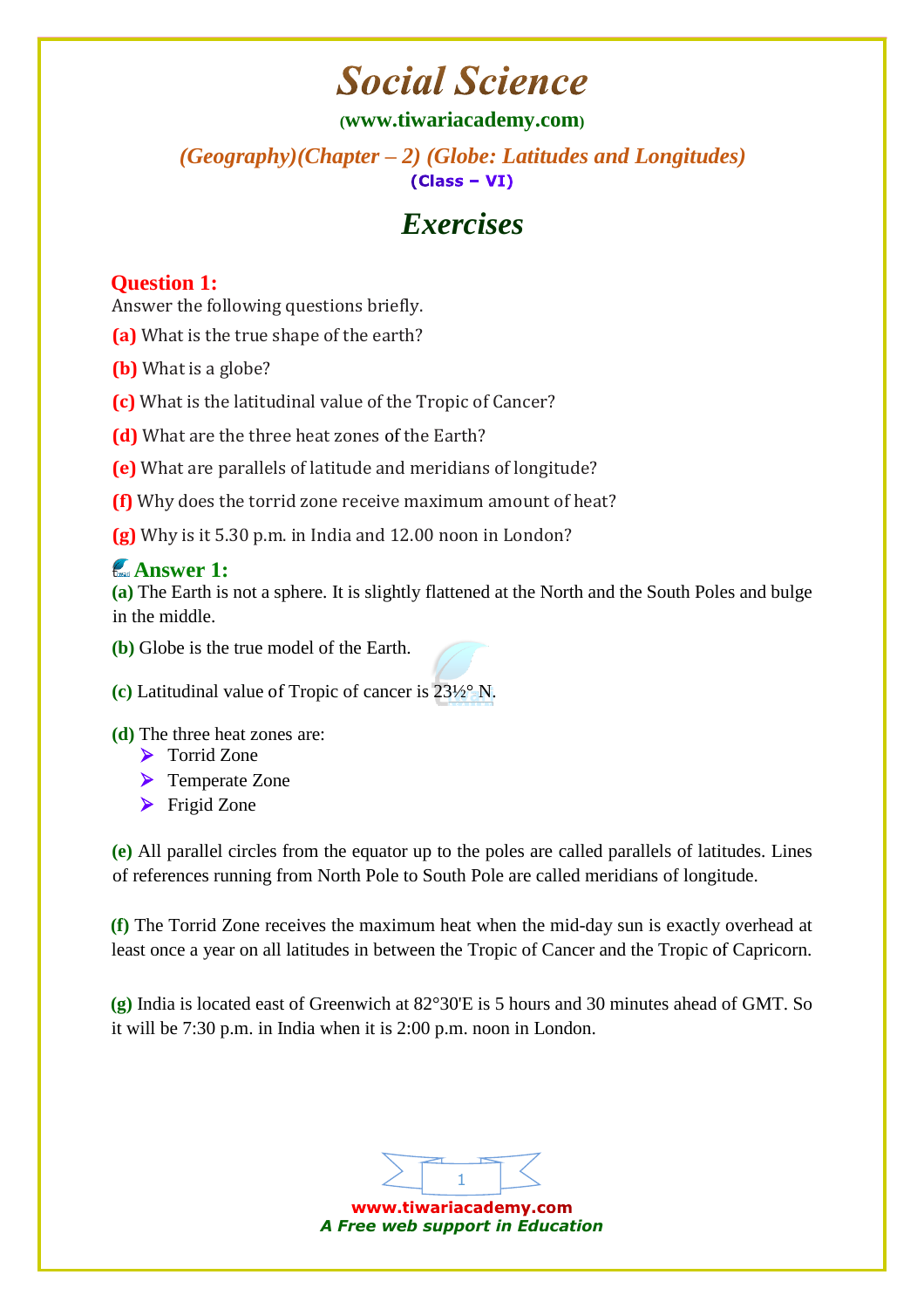# Social Science

(www.tiwariacademy.com)

## (Geography)(Chapter – 2) (Globe: Latitudes and Longitudes)

(Class – VI)

## Exercises

### Question 1:

Answer the following questions briefly.

**(a)** What is the true shape of the earth?

**(b)** What is a globe?

**(c)** What is the latitudinal value of the Tropic of Cancer?

**(d)** What are the three heat zones of the Earth?

**(e)** What are parallels of latitude and meridians of longitude?

**(f)** Why does the torrid zone receive maximum amount of heat?

**(g)** Why is it 5.30 p.m. in India and 12.00 noon in London?

### Answer 1:

**(a)** The Earth is not a sphere. It is slightly flattened at the North and the South Poles and bulge in the middle.

**(b)** Globe is the true model of the Earth.

**(c)** Latitudinal value of Tropic of cancer is 23½° N.

**(d)** The three heat zones are:

- Torrid Zone
- Temperate Zone
- Frigid Zone

**(e)** All parallel circles from the equator up to the poles are called parallels of latitudes. Lines of references running from North Pole to South Pole are called meridians of longitude.

**(f)** The Torrid Zone receives the maximum heat when the mid-day sun is exactly overhead at least once a year on all latitudes in between the Tropic of Cancer and the Tropic of Capricorn.

**(g)** India is located east of Greenwich at 82°30'E is 5 hours and 30 minutes ahead of GMT. So it will be 7:30 p.m. in India when it is 2:00 p.m. noon in London.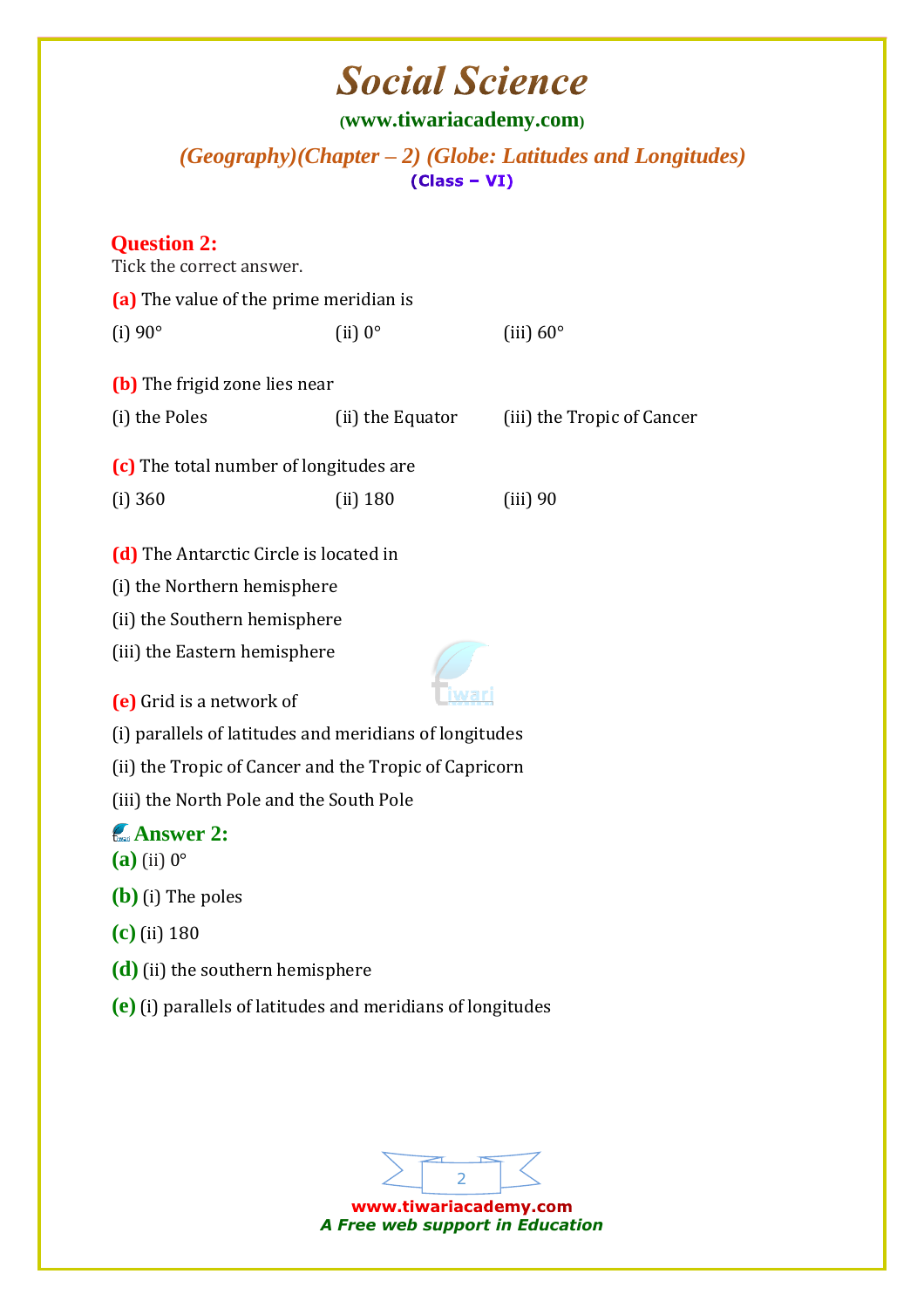# Social Science

(www.tiwariacademy.com)

*(Geography)(Chapter – 2) (Globe: Latitudes and Longitudes)*

**(Class – VI)**

## Question 2:

Tick the correct answer.

**(a)** The value of the prime meridian is

(i) 90° (ii) 0° (iii) 60°

**(b)** The frigid zone lies near

(i) the Poles (ii) the Equator (iii) the Tropic of Cancer

**(c)** The total number of longitudes are

(i) 360 (ii) 180 (iii) 90

**(d)** The Antarctic Circle is located in

(i) the Northern hemisphere

(ii) the Southern hemisphere

(iii) the Eastern hemisphere

**(e)** Grid is a network of

(i) parallels of latitudes and meridians of longitudes

(ii) the Tropic of Cancer and the Tropic of Capricorn

(iii) the North Pole and the South Pole

## Answer 2:

**(a)** (ii) 0°

**(b)** (i) The poles

**(c)** (ii) 180

**(d)** (ii) the southern hemisphere

**(e)** (i) parallels of latitudes and meridians of longitudes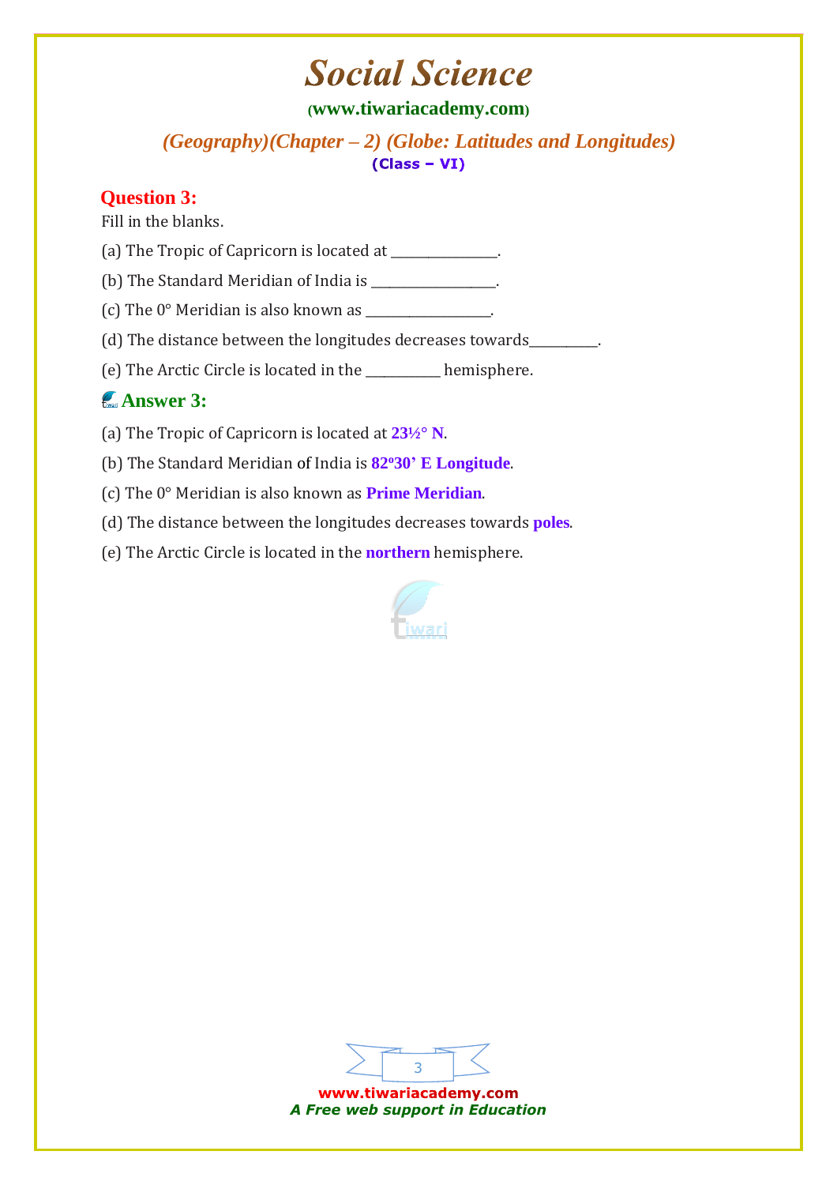# Social Science

(www.tiwariacademy.com)

## *(Geography)(Chapter – 2) (Globe: Latitudes and Longitudes)*

**(Class – VI)**

### Question 3:

Fill in the blanks.

(a) The Tropic of Capricorn is located at ______________.

(b) The Standard Meridian of India is ________________.

(c) The 0° Meridian is also known as ________________.

(d) The distance between the longitudes decreases towards_________.

(e) The Arctic Circle is located in the __________ hemisphere.

### Answer 3:

(a) The Tropic of Capricorn is located at **23½° N**.

(b) The Standard Meridian of India is **82º30' E Longitude**.

(c) The 0° Meridian is also known as **Prime Meridian**.

(d) The distance between the longitudes decreases towards **poles**.

(e) The Arctic Circle is located in the **northern** hemisphere.